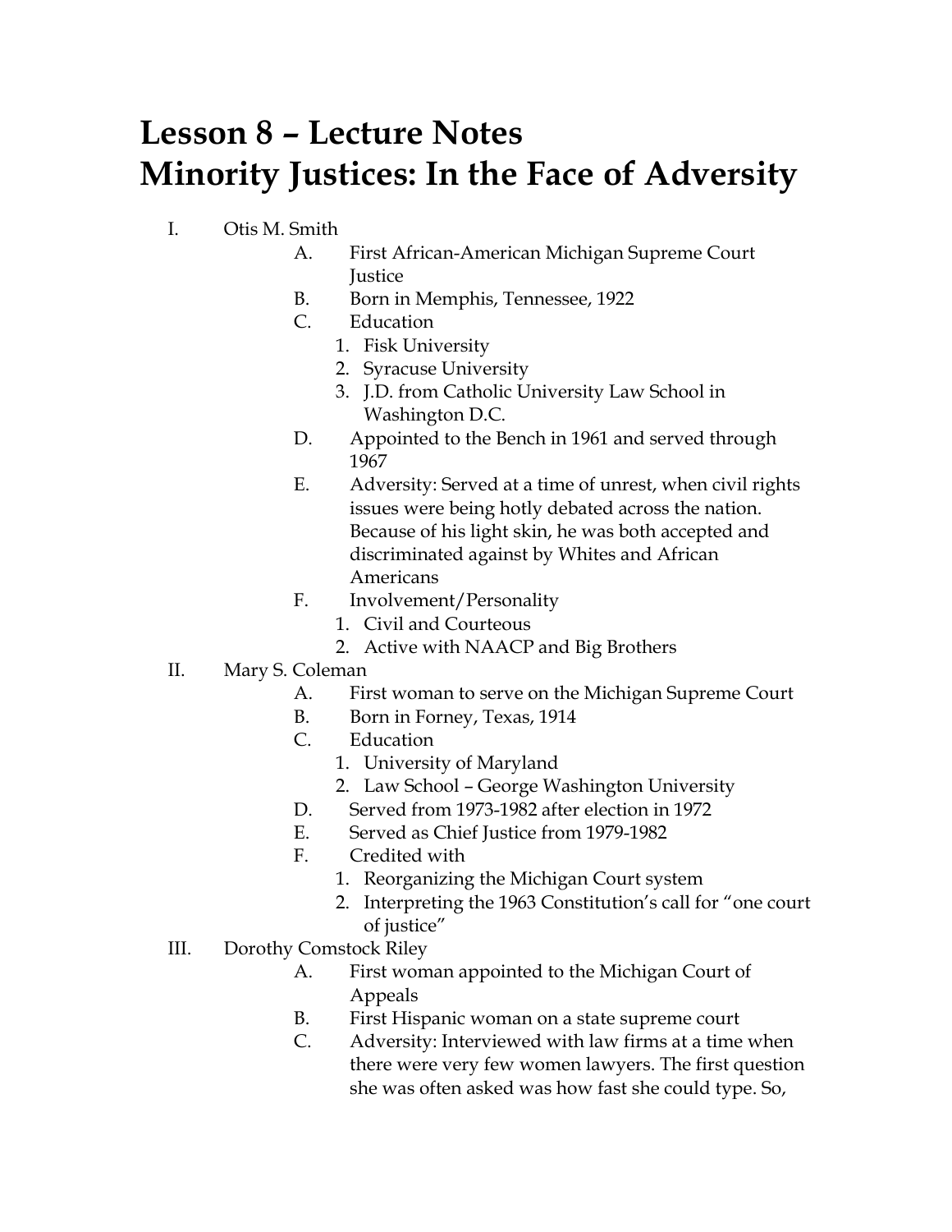# Lesson 8 – Lecture Notes
# Minority Justices: In the Face of Adversity

I. Otis M. Smith
   A. First African-American Michigan Supreme Court Justice
   B. Born in Memphis, Tennessee, 1922
   C. Education
      1. Fisk University
      2. Syracuse University
      3. J.D. from Catholic University Law School in Washington D.C.
   D. Appointed to the Bench in 1961 and served through 1967
   E. Adversity: Served at a time of unrest, when civil rights issues were being hotly debated across the nation. Because of his light skin, he was both accepted and discriminated against by Whites and African Americans
   F. Involvement/Personality
      1. Civil and Courteous
      2. Active with NAACP and Big Brothers

II. Mary S. Coleman
   A. First woman to serve on the Michigan Supreme Court
   B. Born in Forney, Texas, 1914
   C. Education
      1. University of Maryland
      2. Law School – George Washington University
   D. Served from 1973-1982 after election in 1972
   E. Served as Chief Justice from 1979-1982
   F. Credited with
      1. Reorganizing the Michigan Court system
      2. Interpreting the 1963 Constitution's call for "one court of justice"

III. Dorothy Comstock Riley
   A. First woman appointed to the Michigan Court of Appeals
   B. First Hispanic woman on a state supreme court
   C. Adversity: Interviewed with law firms at a time when there were very few women lawyers. The first question she was often asked was how fast she could type. So,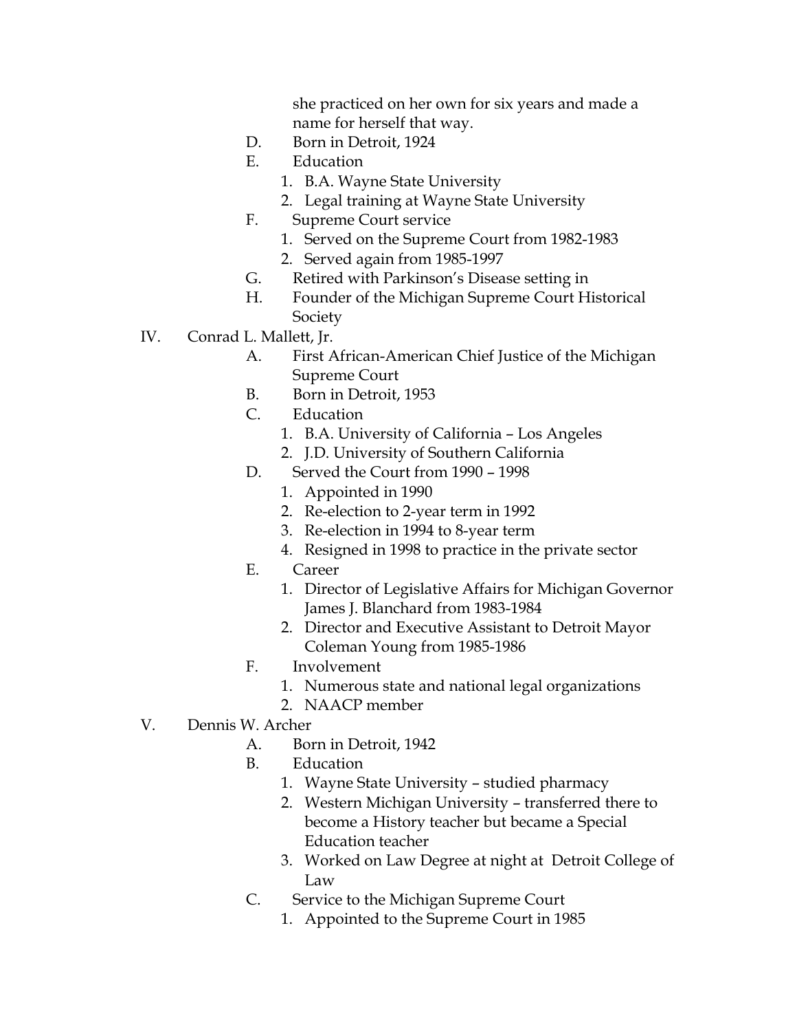she practiced on her own for six years and made a name for herself that way.

- D. Born in Detroit, 1924
- E. Education
  1. B.A. Wayne State University
  2. Legal training at Wayne State University
- F. Supreme Court service
  1. Served on the Supreme Court from 1982-1983
  2. Served again from 1985-1997
- G. Retired with Parkinson's Disease setting in
- H. Founder of the Michigan Supreme Court Historical Society

IV. Conrad L. Mallett, Jr.

- A. First African-American Chief Justice of the Michigan Supreme Court
- B. Born in Detroit, 1953
- C. Education
  1. B.A. University of California – Los Angeles
  2. J.D. University of Southern California
- D. Served the Court from 1990 – 1998
  1. Appointed in 1990
  2. Re-election to 2-year term in 1992
  3. Re-election in 1994 to 8-year term
  4. Resigned in 1998 to practice in the private sector
- E. Career
  1. Director of Legislative Affairs for Michigan Governor James J. Blanchard from 1983-1984
  2. Director and Executive Assistant to Detroit Mayor Coleman Young from 1985-1986
- F. Involvement
  1. Numerous state and national legal organizations
  2. NAACP member

V. Dennis W. Archer

- A. Born in Detroit, 1942
- B. Education
  1. Wayne State University – studied pharmacy
  2. Western Michigan University – transferred there to become a History teacher but became a Special Education teacher
  3. Worked on Law Degree at night at Detroit College of Law
- C. Service to the Michigan Supreme Court
  1. Appointed to the Supreme Court in 1985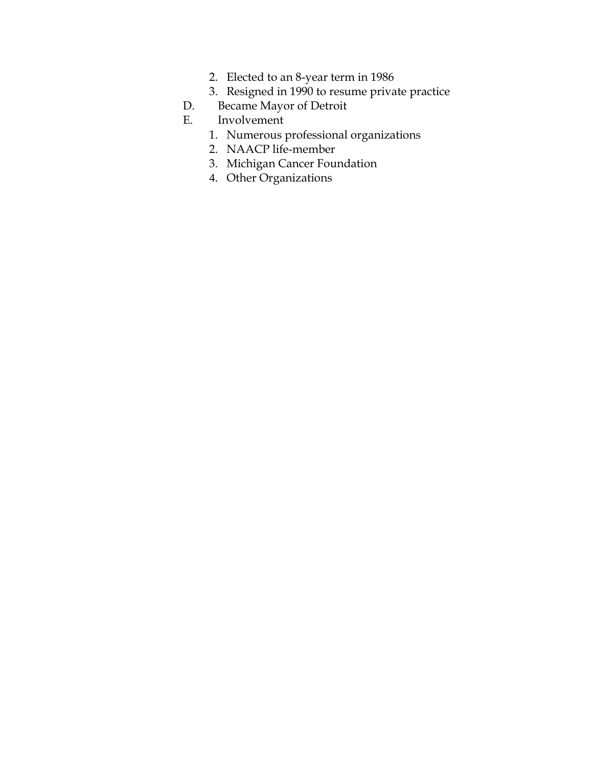2. Elected to an 8-year term in 1986
3. Resigned in 1990 to resume private practice

D. Became Mayor of Detroit

E. Involvement
1. Numerous professional organizations
2. NAACP life-member
3. Michigan Cancer Foundation
4. Other Organizations